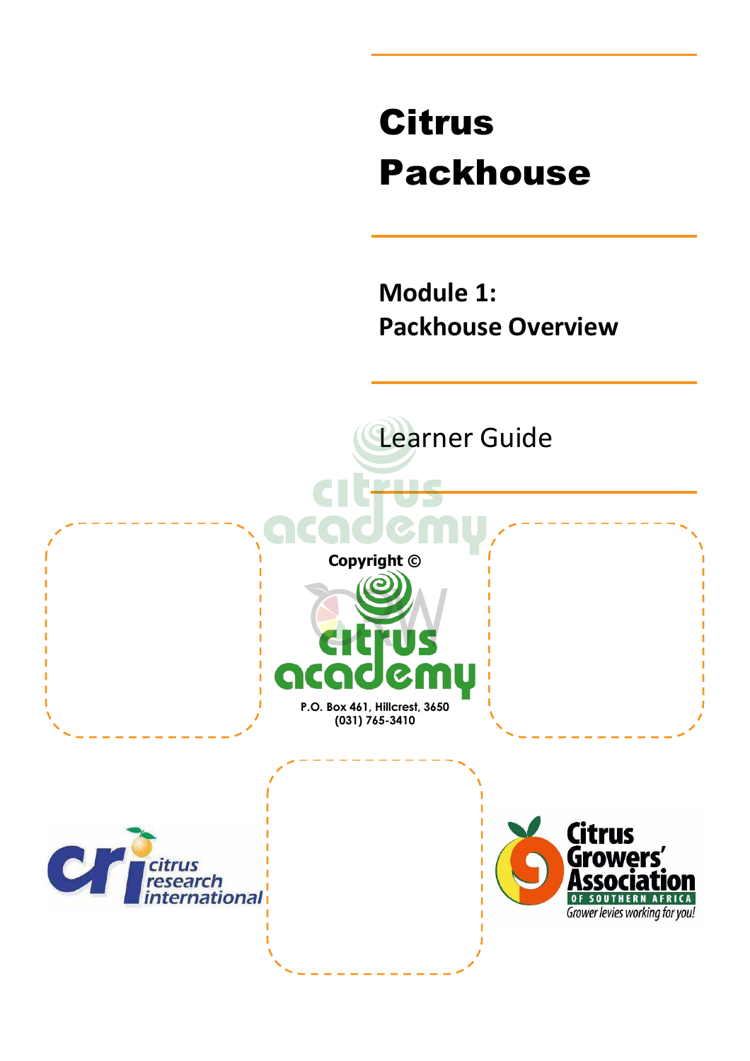# Citrus Packhouse

## Module 1: Packhouse Overview

Learner Guide

Copyright ©

P.O. Box 461, Hillcrest, 3650
(031) 765-3410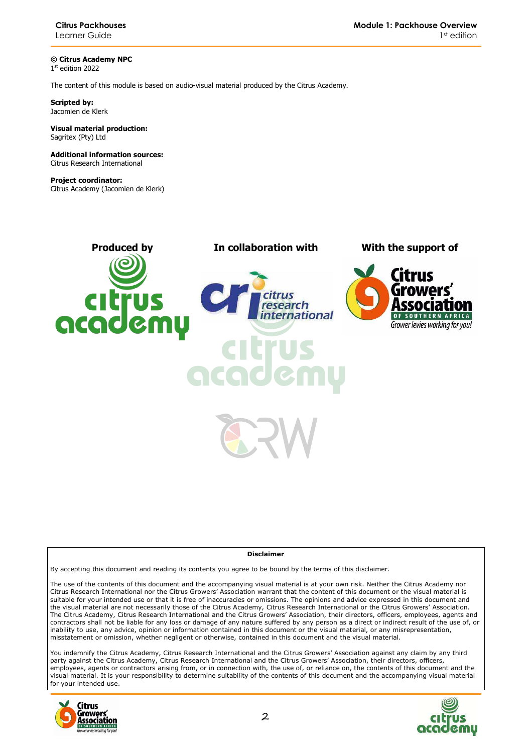**© Citrus Academy NPC**
1st edition 2022

The content of this module is based on audio-visual material produced by the Citrus Academy.

**Scripted by:**
Jacomien de Klerk

**Visual material production:**
Sagritex (Pty) Ltd

**Additional information sources:**
Citrus Research International

**Project coordinator:**
Citrus Academy (Jacomien de Klerk)

**Produced by** | **In collaboration with** | **With the support of**

**Disclaimer**

By accepting this document and reading its contents you agree to be bound by the terms of this disclaimer.

The use of the contents of this document and the accompanying visual material is at your own risk. Neither the Citrus Academy nor Citrus Research International nor the Citrus Growers' Association warrant that the content of this document or the visual material is suitable for your intended use or that it is free of inaccuracies or omissions. The opinions and advice expressed in this document and the visual material are not necessarily those of the Citrus Academy, Citrus Research International or the Citrus Growers' Association. The Citrus Academy, Citrus Research International and the Citrus Growers' Association, their directors, officers, employees, agents and contractors shall not be liable for any loss or damage of any nature suffered by any person as a direct or indirect result of the use of, or inability to use, any advice, opinion or information contained in this document or the visual material, or any misrepresentation, misstatement or omission, whether negligent or otherwise, contained in this document and the visual material.

You indemnify the Citrus Academy, Citrus Research International and the Citrus Growers' Association against any claim by any third party against the Citrus Academy, Citrus Research International and the Citrus Growers' Association, their directors, officers, employees, agents or contractors arising from, or in connection with, the use of, or reliance on, the contents of this document and the visual material. It is your responsibility to determine suitability of the contents of this document and the accompanying visual material for your intended use.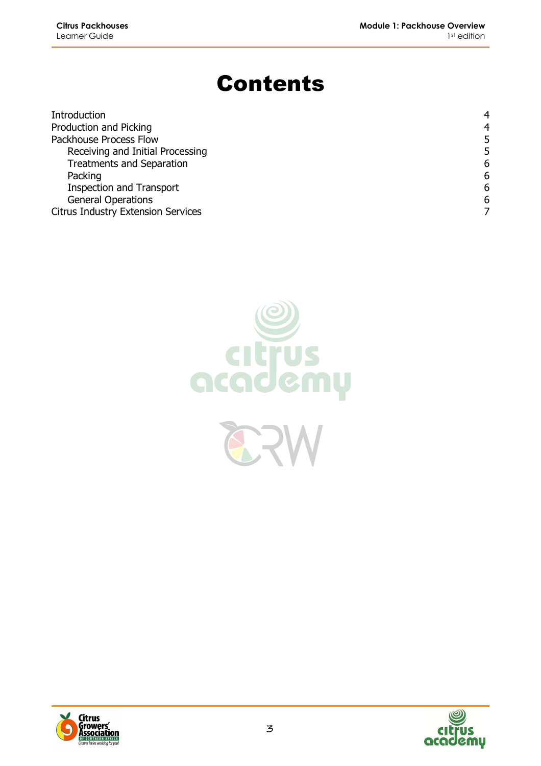# Contents

| | |
|---|---|
| Introduction | 4 |
| Production and Picking | 4 |
| Packhouse Process Flow | 5 |
| Receiving and Initial Processing | 5 |
| Treatments and Separation | 6 |
| Packing | 6 |
| Inspection and Transport | 6 |
| General Operations | 6 |
| Citrus Industry Extension Services | 7 |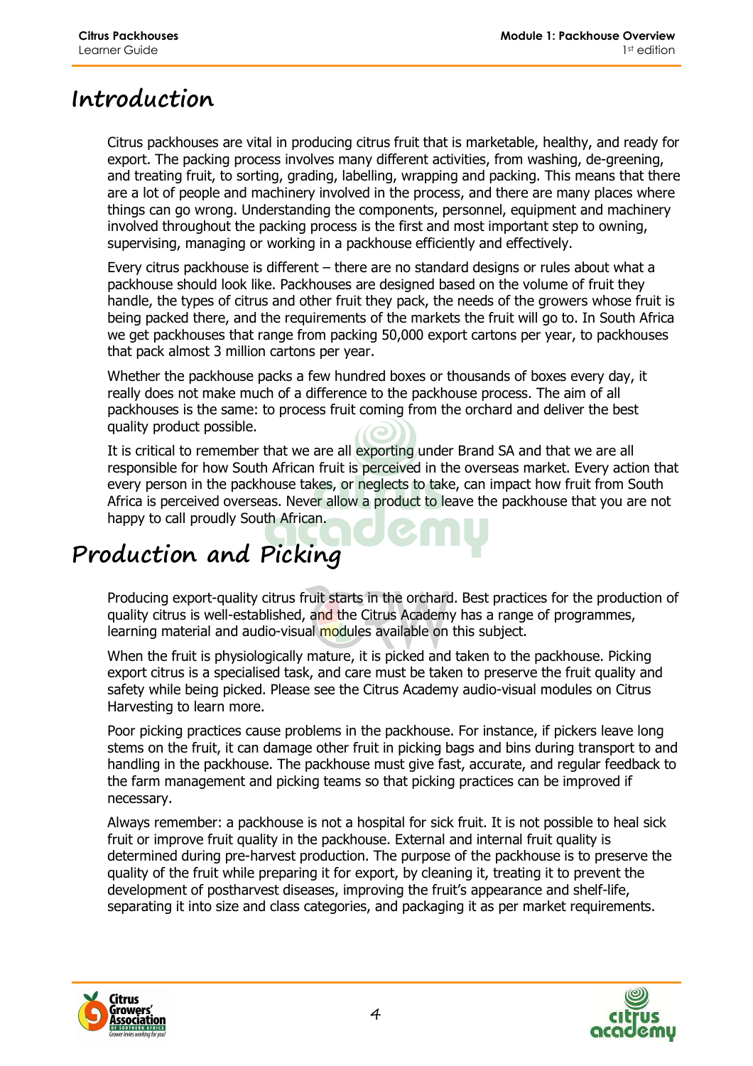# Introduction

Citrus packhouses are vital in producing citrus fruit that is marketable, healthy, and ready for export. The packing process involves many different activities, from washing, de-greening, and treating fruit, to sorting, grading, labelling, wrapping and packing. This means that there are a lot of people and machinery involved in the process, and there are many places where things can go wrong. Understanding the components, personnel, equipment and machinery involved throughout the packing process is the first and most important step to owning, supervising, managing or working in a packhouse efficiently and effectively.

Every citrus packhouse is different – there are no standard designs or rules about what a packhouse should look like. Packhouses are designed based on the volume of fruit they handle, the types of citrus and other fruit they pack, the needs of the growers whose fruit is being packed there, and the requirements of the markets the fruit will go to. In South Africa we get packhouses that range from packing 50,000 export cartons per year, to packhouses that pack almost 3 million cartons per year.

Whether the packhouse packs a few hundred boxes or thousands of boxes every day, it really does not make much of a difference to the packhouse process. The aim of all packhouses is the same: to process fruit coming from the orchard and deliver the best quality product possible.

It is critical to remember that we are all exporting under Brand SA and that we are all responsible for how South African fruit is perceived in the overseas market. Every action that every person in the packhouse takes, or neglects to take, can impact how fruit from South Africa is perceived overseas. Never allow a product to leave the packhouse that you are not happy to call proudly South African.

# Production and Picking

Producing export-quality citrus fruit starts in the orchard. Best practices for the production of quality citrus is well-established, and the Citrus Academy has a range of programmes, learning material and audio-visual modules available on this subject.

When the fruit is physiologically mature, it is picked and taken to the packhouse. Picking export citrus is a specialised task, and care must be taken to preserve the fruit quality and safety while being picked. Please see the Citrus Academy audio-visual modules on Citrus Harvesting to learn more.

Poor picking practices cause problems in the packhouse. For instance, if pickers leave long stems on the fruit, it can damage other fruit in picking bags and bins during transport to and handling in the packhouse. The packhouse must give fast, accurate, and regular feedback to the farm management and picking teams so that picking practices can be improved if necessary.

Always remember: a packhouse is not a hospital for sick fruit. It is not possible to heal sick fruit or improve fruit quality in the packhouse. External and internal fruit quality is determined during pre-harvest production. The purpose of the packhouse is to preserve the quality of the fruit while preparing it for export, by cleaning it, treating it to prevent the development of postharvest diseases, improving the fruit's appearance and shelf-life, separating it into size and class categories, and packaging it as per market requirements.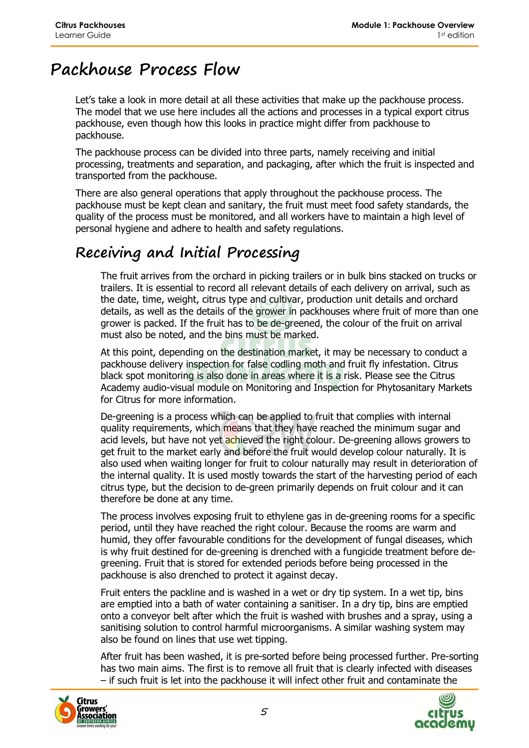# Packhouse Process Flow

Let's take a look in more detail at all these activities that make up the packhouse process. The model that we use here includes all the actions and processes in a typical export citrus packhouse, even though how this looks in practice might differ from packhouse to packhouse.

The packhouse process can be divided into three parts, namely receiving and initial processing, treatments and separation, and packaging, after which the fruit is inspected and transported from the packhouse.

There are also general operations that apply throughout the packhouse process. The packhouse must be kept clean and sanitary, the fruit must meet food safety standards, the quality of the process must be monitored, and all workers have to maintain a high level of personal hygiene and adhere to health and safety regulations.

## Receiving and Initial Processing

The fruit arrives from the orchard in picking trailers or in bulk bins stacked on trucks or trailers. It is essential to record all relevant details of each delivery on arrival, such as the date, time, weight, citrus type and cultivar, production unit details and orchard details, as well as the details of the grower in packhouses where fruit of more than one grower is packed. If the fruit has to be de-greened, the colour of the fruit on arrival must also be noted, and the bins must be marked.

At this point, depending on the destination market, it may be necessary to conduct a packhouse delivery inspection for false codling moth and fruit fly infestation. Citrus black spot monitoring is also done in areas where it is a risk. Please see the Citrus Academy audio-visual module on Monitoring and Inspection for Phytosanitary Markets for Citrus for more information.

De-greening is a process which can be applied to fruit that complies with internal quality requirements, which means that they have reached the minimum sugar and acid levels, but have not yet achieved the right colour. De-greening allows growers to get fruit to the market early and before the fruit would develop colour naturally. It is also used when waiting longer for fruit to colour naturally may result in deterioration of the internal quality. It is used mostly towards the start of the harvesting period of each citrus type, but the decision to de-green primarily depends on fruit colour and it can therefore be done at any time.

The process involves exposing fruit to ethylene gas in de-greening rooms for a specific period, until they have reached the right colour. Because the rooms are warm and humid, they offer favourable conditions for the development of fungal diseases, which is why fruit destined for de-greening is drenched with a fungicide treatment before de-greening. Fruit that is stored for extended periods before being processed in the packhouse is also drenched to protect it against decay.

Fruit enters the packline and is washed in a wet or dry tip system. In a wet tip, bins are emptied into a bath of water containing a sanitiser. In a dry tip, bins are emptied onto a conveyor belt after which the fruit is washed with brushes and a spray, using a sanitising solution to control harmful microorganisms. A similar washing system may also be found on lines that use wet tipping.

After fruit has been washed, it is pre-sorted before being processed further. Pre-sorting has two main aims. The first is to remove all fruit that is clearly infected with diseases – if such fruit is let into the packhouse it will infect other fruit and contaminate the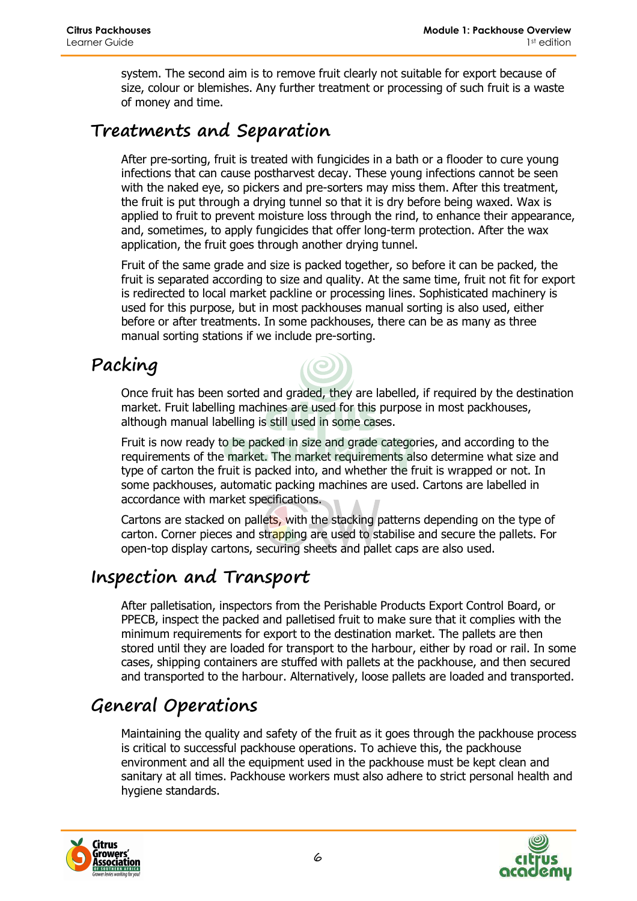system. The second aim is to remove fruit clearly not suitable for export because of size, colour or blemishes. Any further treatment or processing of such fruit is a waste of money and time.

## Treatments and Separation

After pre-sorting, fruit is treated with fungicides in a bath or a flooder to cure young infections that can cause postharvest decay. These young infections cannot be seen with the naked eye, so pickers and pre-sorters may miss them. After this treatment, the fruit is put through a drying tunnel so that it is dry before being waxed. Wax is applied to fruit to prevent moisture loss through the rind, to enhance their appearance, and, sometimes, to apply fungicides that offer long-term protection. After the wax application, the fruit goes through another drying tunnel.

Fruit of the same grade and size is packed together, so before it can be packed, the fruit is separated according to size and quality. At the same time, fruit not fit for export is redirected to local market packline or processing lines. Sophisticated machinery is used for this purpose, but in most packhouses manual sorting is also used, either before or after treatments. In some packhouses, there can be as many as three manual sorting stations if we include pre-sorting.

## Packing

Once fruit has been sorted and graded, they are labelled, if required by the destination market. Fruit labelling machines are used for this purpose in most packhouses, although manual labelling is still used in some cases.

Fruit is now ready to be packed in size and grade categories, and according to the requirements of the market. The market requirements also determine what size and type of carton the fruit is packed into, and whether the fruit is wrapped or not. In some packhouses, automatic packing machines are used. Cartons are labelled in accordance with market specifications.

Cartons are stacked on pallets, with the stacking patterns depending on the type of carton. Corner pieces and strapping are used to stabilise and secure the pallets. For open-top display cartons, securing sheets and pallet caps are also used.

## Inspection and Transport

After palletisation, inspectors from the Perishable Products Export Control Board, or PPECB, inspect the packed and palletised fruit to make sure that it complies with the minimum requirements for export to the destination market. The pallets are then stored until they are loaded for transport to the harbour, either by road or rail. In some cases, shipping containers are stuffed with pallets at the packhouse, and then secured and transported to the harbour. Alternatively, loose pallets are loaded and transported.

## General Operations

Maintaining the quality and safety of the fruit as it goes through the packhouse process is critical to successful packhouse operations. To achieve this, the packhouse environment and all the equipment used in the packhouse must be kept clean and sanitary at all times. Packhouse workers must also adhere to strict personal health and hygiene standards.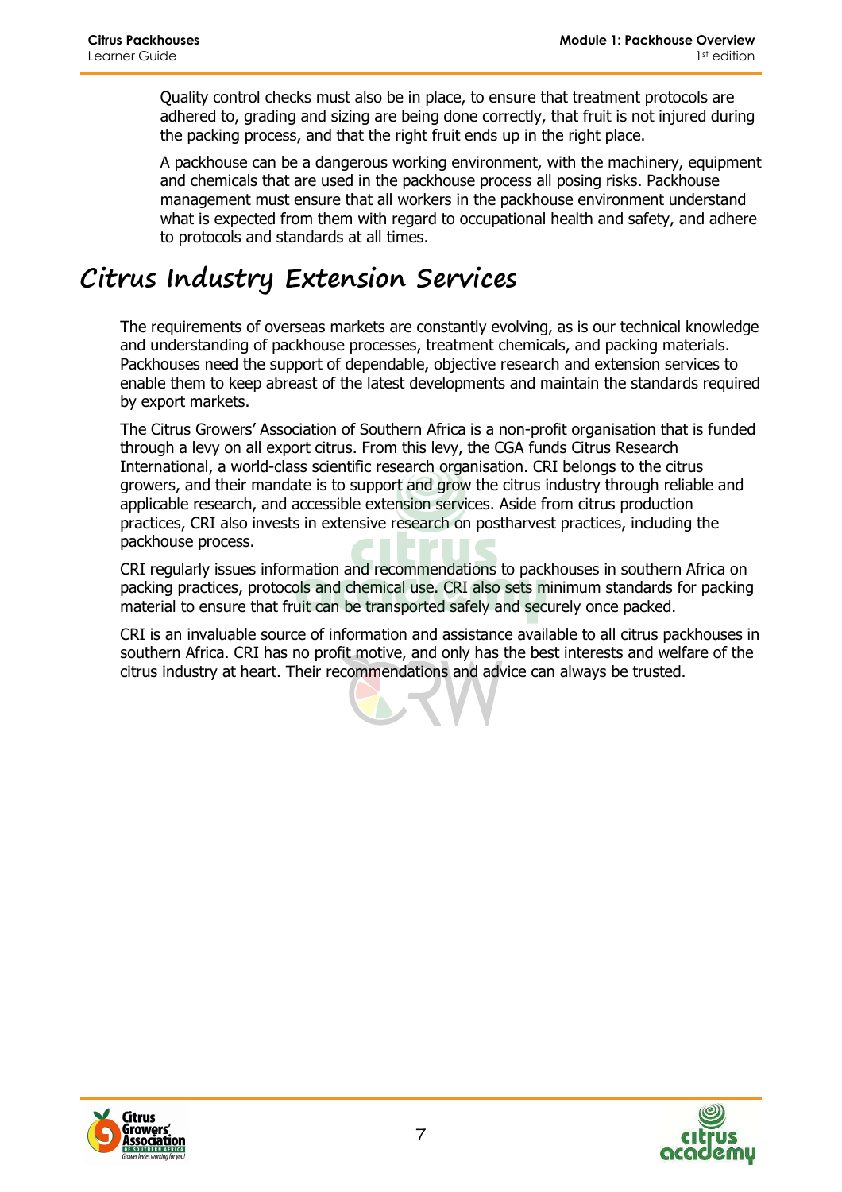Quality control checks must also be in place, to ensure that treatment protocols are adhered to, grading and sizing are being done correctly, that fruit is not injured during the packing process, and that the right fruit ends up in the right place.

A packhouse can be a dangerous working environment, with the machinery, equipment and chemicals that are used in the packhouse process all posing risks. Packhouse management must ensure that all workers in the packhouse environment understand what is expected from them with regard to occupational health and safety, and adhere to protocols and standards at all times.

# Citrus Industry Extension Services

The requirements of overseas markets are constantly evolving, as is our technical knowledge and understanding of packhouse processes, treatment chemicals, and packing materials. Packhouses need the support of dependable, objective research and extension services to enable them to keep abreast of the latest developments and maintain the standards required by export markets.

The Citrus Growers' Association of Southern Africa is a non-profit organisation that is funded through a levy on all export citrus. From this levy, the CGA funds Citrus Research International, a world-class scientific research organisation. CRI belongs to the citrus growers, and their mandate is to support and grow the citrus industry through reliable and applicable research, and accessible extension services. Aside from citrus production practices, CRI also invests in extensive research on postharvest practices, including the packhouse process.

CRI regularly issues information and recommendations to packhouses in southern Africa on packing practices, protocols and chemical use. CRI also sets minimum standards for packing material to ensure that fruit can be transported safely and securely once packed.

CRI is an invaluable source of information and assistance available to all citrus packhouses in southern Africa. CRI has no profit motive, and only has the best interests and welfare of the citrus industry at heart. Their recommendations and advice can always be trusted.